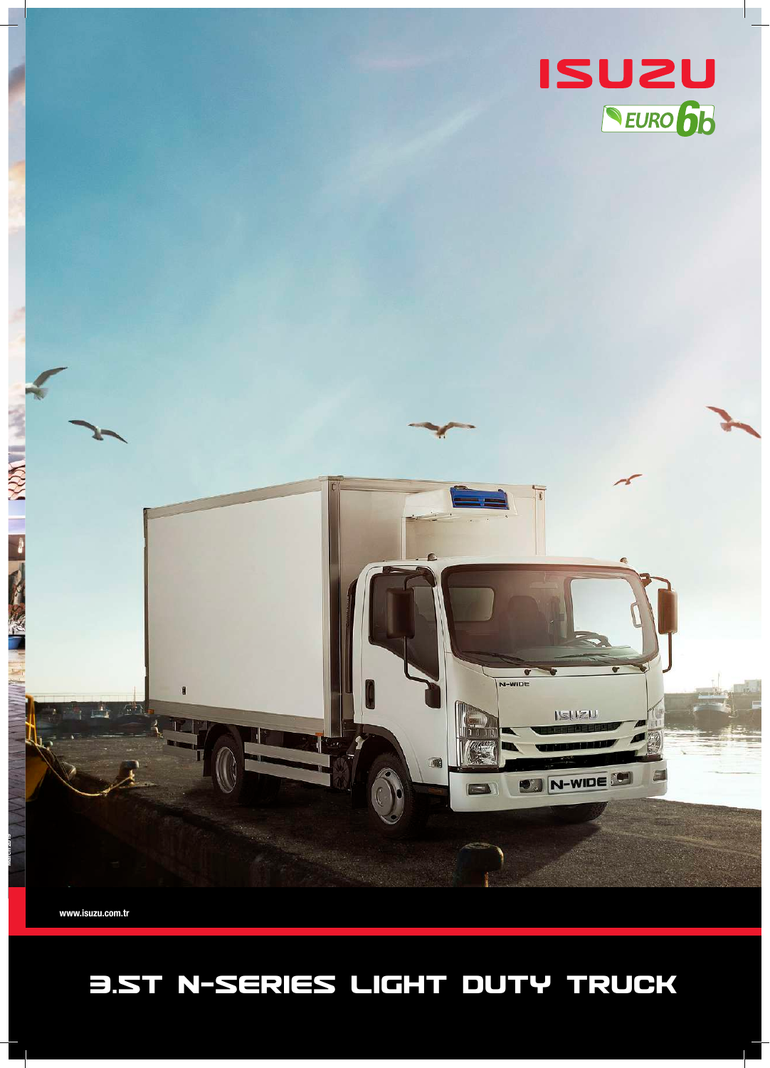ISUZU

EURO 6b

www.isuzu.com.tr

# 3.5T N-SERIES LIGHT DUTY TRUCK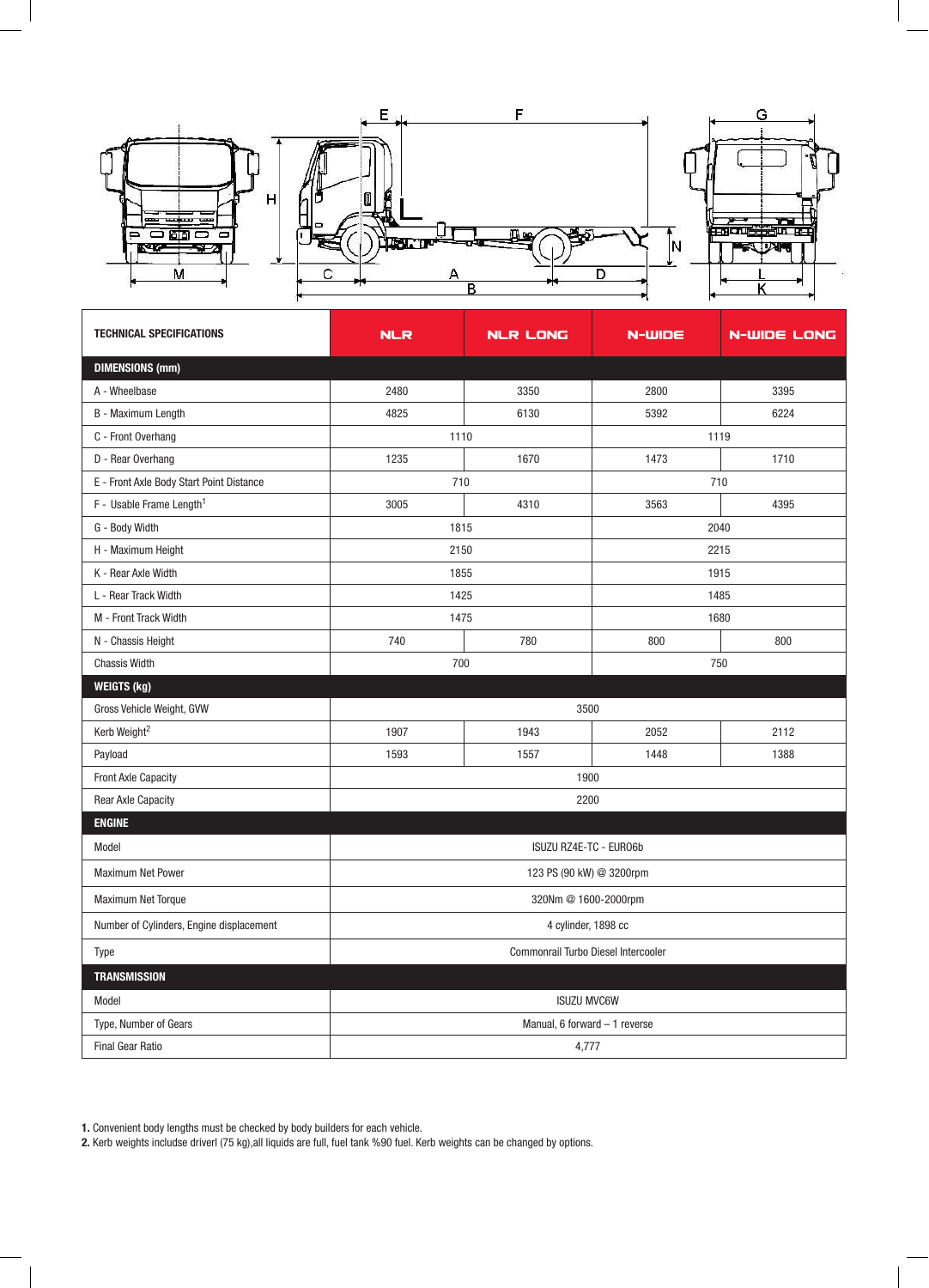| TECHNICAL SPECIFICATIONS | NLR | NLR LONG | N-WIDE | N-WIDE LONG |
|---|---|---|---|---|
| **DIMENSIONS (mm)** | | | | |
| A - Wheelbase | 2480 | 3350 | 2800 | 3395 |
| B - Maximum Length | 4825 | 6130 | 5392 | 6224 |
| C - Front Overhang | 1110 | | 1119 | |
| D - Rear Overhang | 1235 | 1670 | 1473 | 1710 |
| E - Front Axle Body Start Point Distance | 710 | | 710 | |
| F - Usable Frame Length[1] | 3005 | 4310 | 3563 | 4395 |
| G - Body Width | 1815 | | 2040 | |
| H - Maximum Height | 2150 | | 2215 | |
| K - Rear Axle Width | 1855 | | 1915 | |
| L - Rear Track Width | 1425 | | 1485 | |
| M - Front Track Width | 1475 | | 1680 | |
| N - Chassis Height | 740 | 780 | 800 | 800 |
| Chassis Width | 700 | | 750 | |
| **WEIGTS (kg)** | | | | |
| Gross Vehicle Weight, GVW | 3500 | | | |
| Kerb Weight[2] | 1907 | 1943 | 2052 | 2112 |
| Payload | 1593 | 1557 | 1448 | 1388 |
| Front Axle Capacity | 1900 | | | |
| Rear Axle Capacity | 2200 | | | |
| **ENGINE** | | | | |
| Model | ISUZU RZ4E-TC - EURO6b | | | |
| Maximum Net Power | 123 PS (90 kW) @ 3200rpm | | | |
| Maximum Net Torque | 320Nm @ 1600-2000rpm | | | |
| Number of Cylinders, Engine displacement | 4 cylinder, 1898 cc | | | |
| Type | Commonrail Turbo Diesel Intercooler | | | |
| **TRANSMISSION** | | | | |
| Model | ISUZU MVC6W | | | |
| Type, Number of Gears | Manual, 6 forward – 1 reverse | | | |
| Final Gear Ratio | 4,777 | | | |

**1.** Convenient body lengths must be checked by body builders for each vehicle.
**2.** Kerb weights includse driverl (75 kg),all liquids are full, fuel tank %90 fuel. Kerb weights can be changed by options.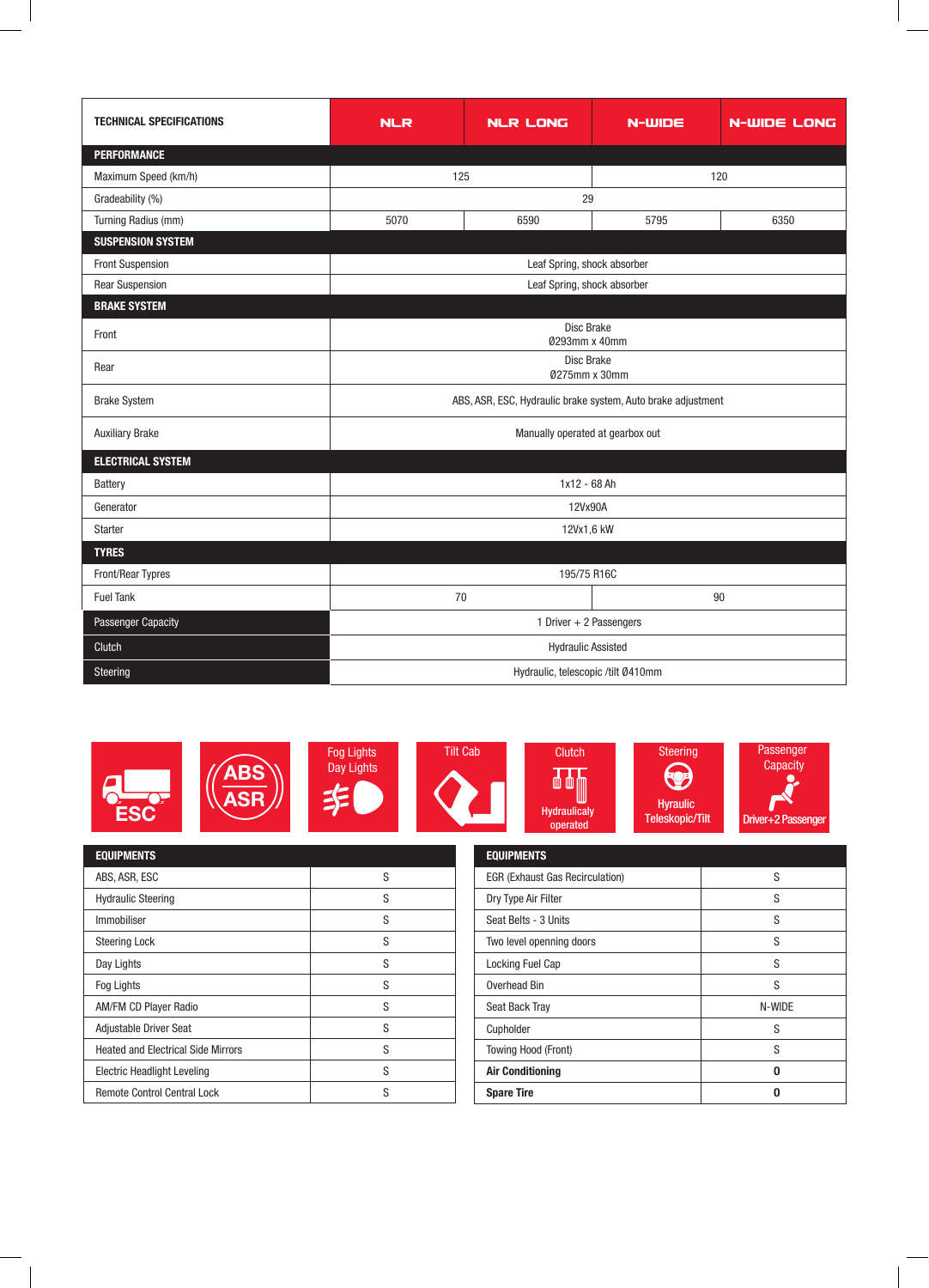| TECHNICAL SPECIFICATIONS | NLR | NLR LONG | N-WIDE | N-WIDE LONG |
|---|---|---|---|---|
| **PERFORMANCE** | | | | |
| Maximum Speed (km/h) | 125 | | 120 | |
| Gradeability (%) | 29 | | | |
| Turning Radius (mm) | 5070 | 6590 | 5795 | 6350 |
| **SUSPENSION SYSTEM** | | | | |
| Front Suspension | Leaf Spring, shock absorber | | | |
| Rear Suspension | Leaf Spring, shock absorber | | | |
| **BRAKE SYSTEM** | | | | |
| Front | Disc Brake Ø293mm x 40mm | | | |
| Rear | Disc Brake Ø275mm x 30mm | | | |
| Brake System | ABS, ASR, ESC, Hydraulic brake system, Auto brake adjustment | | | |
| Auxiliary Brake | Manually operated at gearbox out | | | |
| **ELECTRICAL SYSTEM** | | | | |
| Battery | 1x12 - 68 Ah | | | |
| Generator | 12Vx90A | | | |
| Starter | 12Vx1,6 kW | | | |
| **TYRES** | | | | |
| Front/Rear Typres | 195/75 R16C | | | |
| Fuel Tank | 70 | | 90 | |
| Passenger Capacity | 1 Driver + 2 Passengers | | | |
| Clutch | Hydraulic Assisted | | | |
| Steering | Hydraulic, telescopic /tilt Ø410mm | | | |

ESC | ABS ASR | Fog Lights Day Lights | Tilt Cab | Clutch Hydraulicaly operated | Steering Hyraulic Teleskopic/Tilt | Passenger Capacity Driver+2 Passenger

| EQUIPMENTS | |
|---|---|
| ABS, ASR, ESC | S |
| Hydraulic Steering | S |
| Immobiliser | S |
| Steering Lock | S |
| Day Lights | S |
| Fog Lights | S |
| AM/FM CD Player Radio | S |
| Adjustable Driver Seat | S |
| Heated and Electrical Side Mirrors | S |
| Electric Headlight Leveling | S |
| Remote Control Central Lock | S |

| EQUIPMENTS | |
|---|---|
| EGR (Exhaust Gas Recirculation) | S |
| Dry Type Air Filter | S |
| Seat Belts - 3 Units | S |
| Two level openning doors | S |
| Locking Fuel Cap | S |
| Overhead Bin | S |
| Seat Back Tray | N-WIDE |
| Cupholder | S |
| Towing Hood (Front) | S |
| **Air Conditioning** | **0** |
| **Spare Tire** | **0** |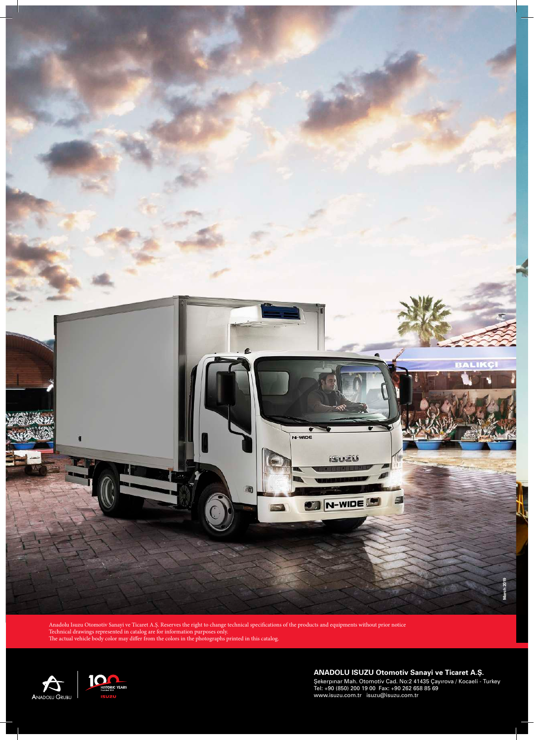Anadolu Isuzu Otomotiv Sanayi ve Ticaret A.Ş. Reserves the right to change technical specifications of the products and equipments without prior notice
Technical drawings represented in catalog are for information purposes only.
The actual vehicle body color may differ from the colors in the photographs printed in this catalog.

**ANADOLU ISUZU Otomotiv Sanayi ve Ticaret A.Ş.**

Şekerpınar Mah. Otomotiv Cad. No:2 41435 Çayırova / Kocaeli - Turkey
Tel: +90 (850) 200 19 00 Fax: +90 262 658 85 69
www.isuzu.com.tr isuzu@isuzu.com.tr

March 2019